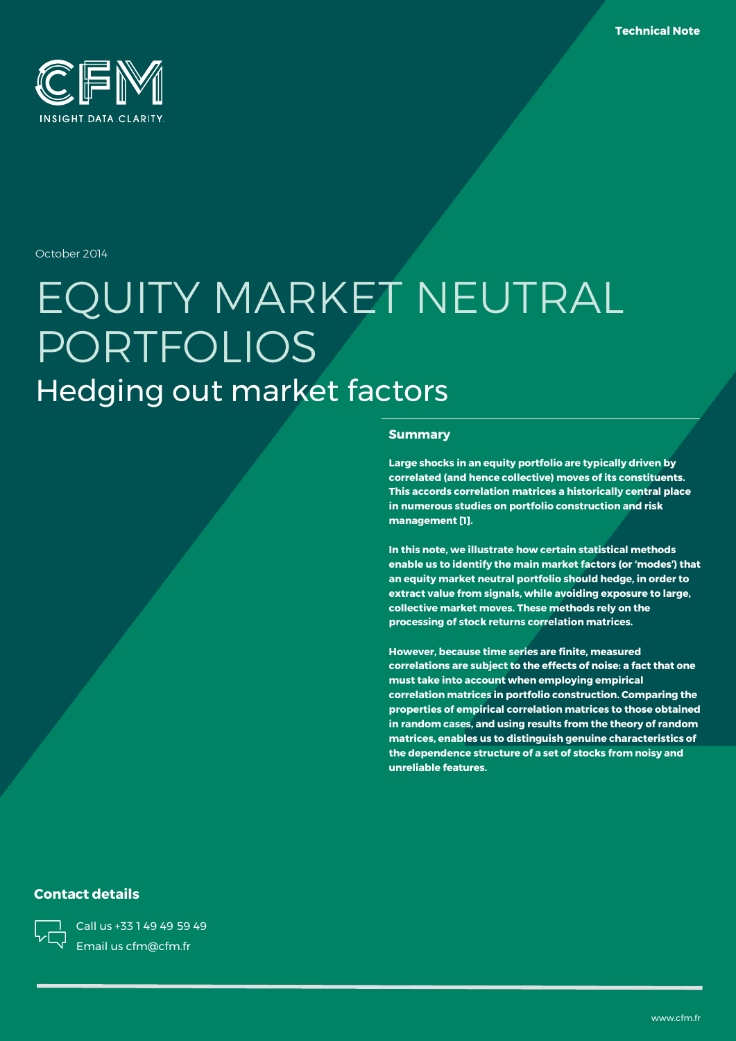Technical Note

CFM

INSIGHT.DATA.CLARITY.

October 2014

# EQUITY MARKET NEUTRAL PORTFOLIOS

## Hedging out market factors

### Summary

**Large shocks in an equity portfolio are typically driven by correlated (and hence collective) moves of its constituents. This accords correlation matrices a historically central place in numerous studies on portfolio construction and risk management [1].**

**In this note, we illustrate how certain statistical methods enable us to identify the main market factors (or 'modes') that an equity market neutral portfolio should hedge, in order to extract value from signals, while avoiding exposure to large, collective market moves. These methods rely on the processing of stock returns correlation matrices.**

**However, because time series are finite, measured correlations are subject to the effects of noise: a fact that one must take into account when employing empirical correlation matrices in portfolio construction. Comparing the properties of empirical correlation matrices to those obtained in random cases, and using results from the theory of random matrices, enables us to distinguish genuine characteristics of the dependence structure of a set of stocks from noisy and unreliable features.**

### Contact details

Call us +33 1 49 49 59 49

Email us cfm@cfm.fr

www.cfm.fr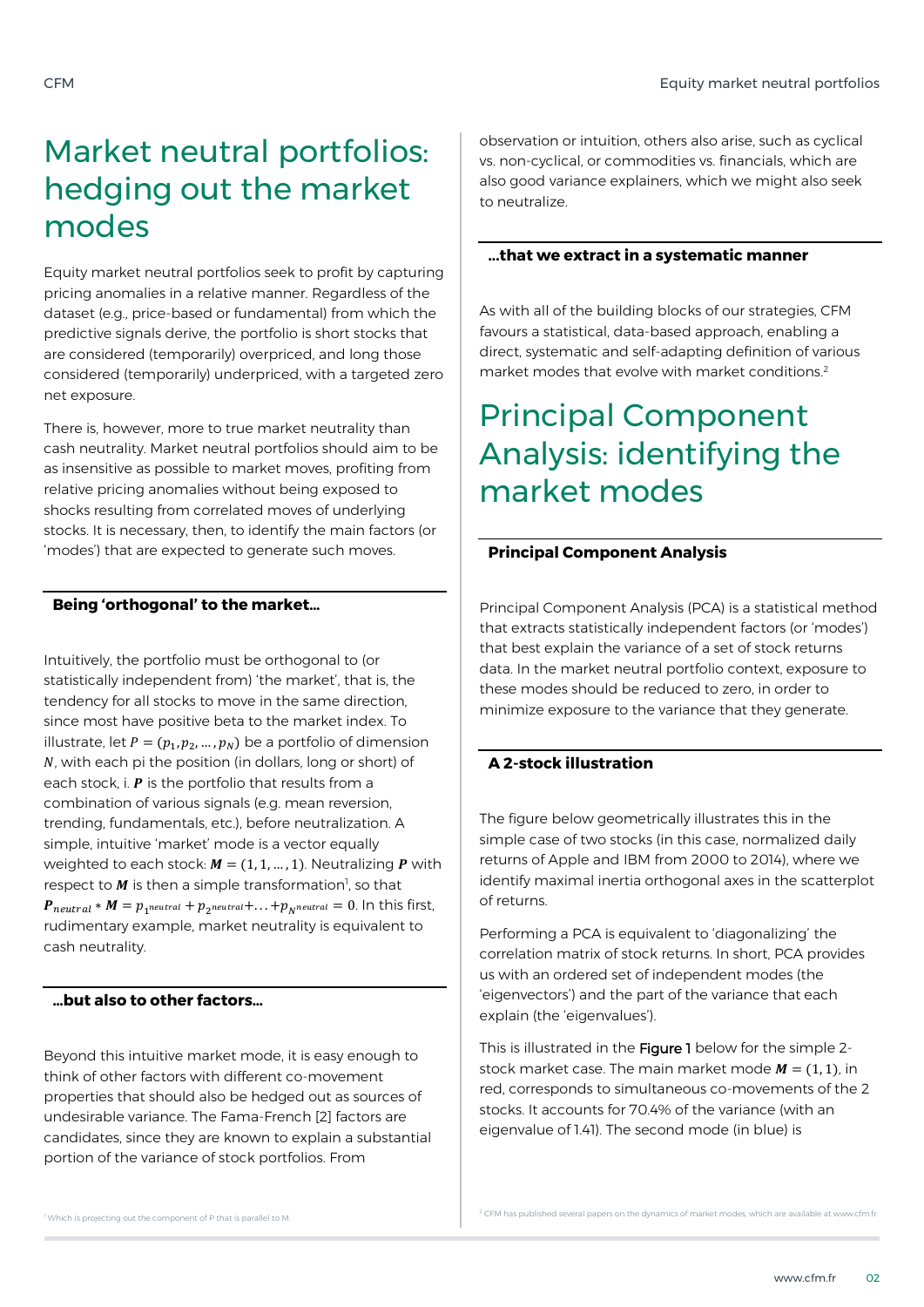# Market neutral portfolios: hedging out the market modes

Equity market neutral portfolios seek to profit by capturing pricing anomalies in a relative manner. Regardless of the dataset (e.g., price-based or fundamental) from which the predictive signals derive, the portfolio is short stocks that are considered (temporarily) overpriced, and long those considered (temporarily) underpriced, with a targeted zero net exposure.

There is, however, more to true market neutrality than cash neutrality. Market neutral portfolios should aim to be as insensitive as possible to market moves, profiting from relative pricing anomalies without being exposed to shocks resulting from correlated moves of underlying stocks. It is necessary, then, to identify the main factors (or 'modes') that are expected to generate such moves.

### Being 'orthogonal' to the market...

Intuitively, the portfolio must be orthogonal to (or statistically independent from) 'the market', that is, the tendency for all stocks to move in the same direction, since most have positive beta to the market index. To illustrate, let $P = (p_1, p_2, \dots, p_N)$ be a portfolio of dimension $N$, with each pi the position (in dollars, long or short) of each stock, i. $\boldsymbol{P}$ is the portfolio that results from a combination of various signals (e.g. mean reversion, trending, fundamentals, etc.), before neutralization. A simple, intuitive 'market' mode is a vector equally weighted to each stock: $\boldsymbol{M} = (1, 1, \dots, 1)$. Neutralizing $\boldsymbol{P}$ with respect to $\boldsymbol{M}$ is then a simple transformation[1], so that $\boldsymbol{P}_{neutral} * \boldsymbol{M} = p_{1^{neutral}} + p_{2^{neutral}} + \dots + p_{N^{neutral}} = 0$. In this first, rudimentary example, market neutrality is equivalent to cash neutrality.

### ...but also to other factors...

Beyond this intuitive market mode, it is easy enough to think of other factors with different co-movement properties that should also be hedged out as sources of undesirable variance. The Fama-French [2] factors are candidates, since they are known to explain a substantial portion of the variance of stock portfolios. From observation or intuition, others also arise, such as cyclical vs. non-cyclical, or commodities vs. financials, which are also good variance explainers, which we might also seek to neutralize.

### ...that we extract in a systematic manner

As with all of the building blocks of our strategies, CFM favours a statistical, data-based approach, enabling a direct, systematic and self-adapting definition of various market modes that evolve with market conditions.[2]

# Principal Component Analysis: identifying the market modes

### Principal Component Analysis

Principal Component Analysis (PCA) is a statistical method that extracts statistically independent factors (or 'modes') that best explain the variance of a set of stock returns data. In the market neutral portfolio context, exposure to these modes should be reduced to zero, in order to minimize exposure to the variance that they generate.

### A 2-stock illustration

The figure below geometrically illustrates this in the simple case of two stocks (in this case, normalized daily returns of Apple and IBM from 2000 to 2014), where we identify maximal inertia orthogonal axes in the scatterplot of returns.

Performing a PCA is equivalent to 'diagonalizing' the correlation matrix of stock returns. In short, PCA provides us with an ordered set of independent modes (the 'eigenvectors') and the part of the variance that each explain (the 'eigenvalues').

This is illustrated in the Figure 1 below for the simple 2-stock market case. The main market mode $\boldsymbol{M} = (1, 1)$, in red, corresponds to simultaneous co-movements of the 2 stocks. It accounts for 70.4% of the variance (with an eigenvalue of 1.41). The second mode (in blue) is

[1] Which is projecting out the component of P that is parallel to M.

[2] CFM has published several papers on the dynamics of market modes, which are available at www.cfm.fr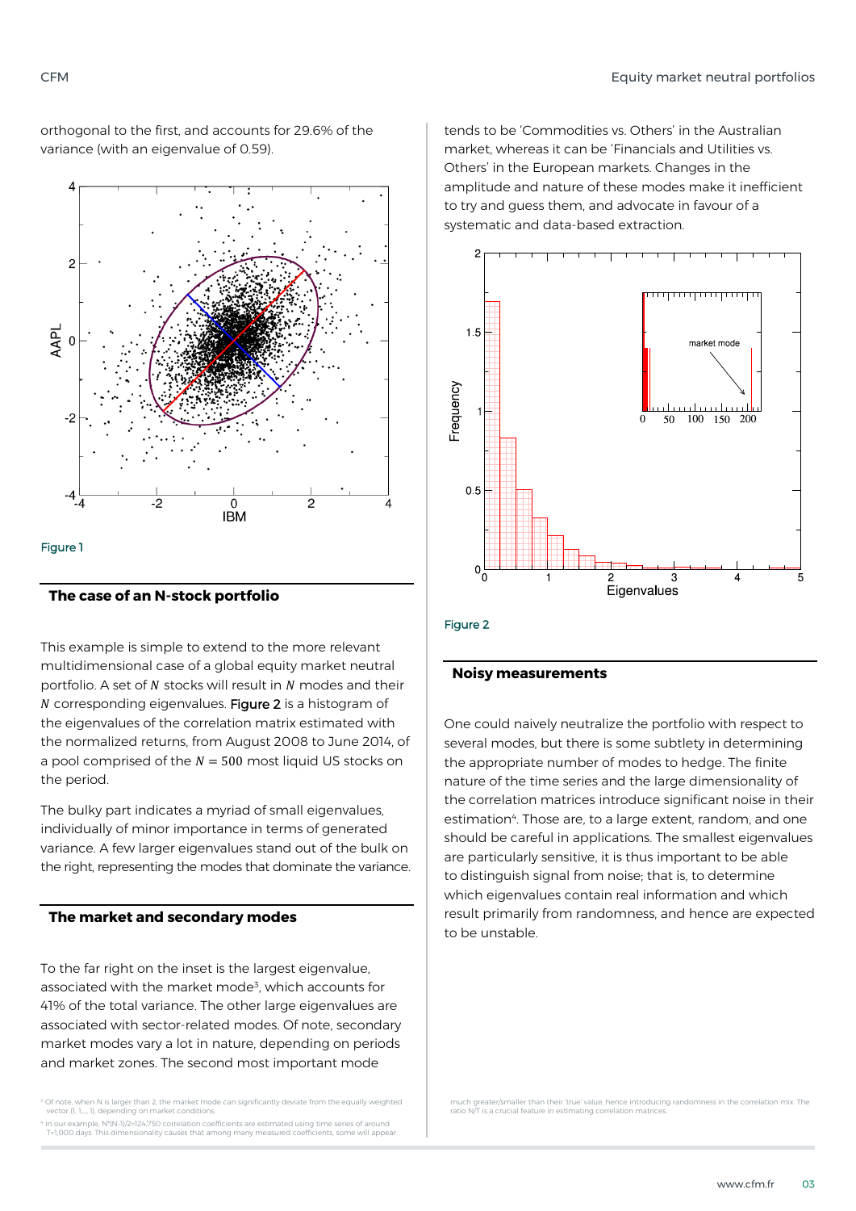orthogonal to the first, and accounts for 29.6% of the variance (with an eigenvalue of 0.59).

Figure 1

## The case of an N-stock portfolio

This example is simple to extend to the more relevant multidimensional case of a global equity market neutral portfolio. A set of $N$ stocks will result in $N$ modes and their $N$ corresponding eigenvalues. Figure 2 is a histogram of the eigenvalues of the correlation matrix estimated with the normalized returns, from August 2008 to June 2014, of a pool comprised of the $N = 500$ most liquid US stocks on the period.

The bulky part indicates a myriad of small eigenvalues, individually of minor importance in terms of generated variance. A few larger eigenvalues stand out of the bulk on the right, representing the modes that dominate the variance.

## The market and secondary modes

To the far right on the inset is the largest eigenvalue, associated with the market mode[3], which accounts for 41% of the total variance. The other large eigenvalues are associated with sector-related modes. Of note, secondary market modes vary a lot in nature, depending on periods and market zones. The second most important mode tends to be 'Commodities vs. Others' in the Australian market, whereas it can be 'Financials and Utilities vs. Others' in the European markets. Changes in the amplitude and nature of these modes make it inefficient to try and guess them, and advocate in favour of a systematic and data-based extraction.

Figure 2

## Noisy measurements

One could naively neutralize the portfolio with respect to several modes, but there is some subtlety in determining the appropriate number of modes to hedge. The finite nature of the time series and the large dimensionality of the correlation matrices introduce significant noise in their estimation[4]. Those are, to a large extent, random, and one should be careful in applications. The smallest eigenvalues are particularly sensitive, it is thus important to be able to distinguish signal from noise; that is, to determine which eigenvalues contain real information and which result primarily from randomness, and hence are expected to be unstable.

[3] Of note, when N is larger than 2, the market mode can significantly deviate from the equally weighted vector (1, 1,..., 1), depending on market conditions.

[4] In our example, N*(N-1)/2=124,750 correlation coefficients are estimated using time series of around T=1,000 days. This dimensionality causes that among many measured coefficients, some will appear much greater/smaller than their 'true' value, hence introducing randomness in the correlation mix. The ratio N/T is a crucial feature in estimating correlation matrices.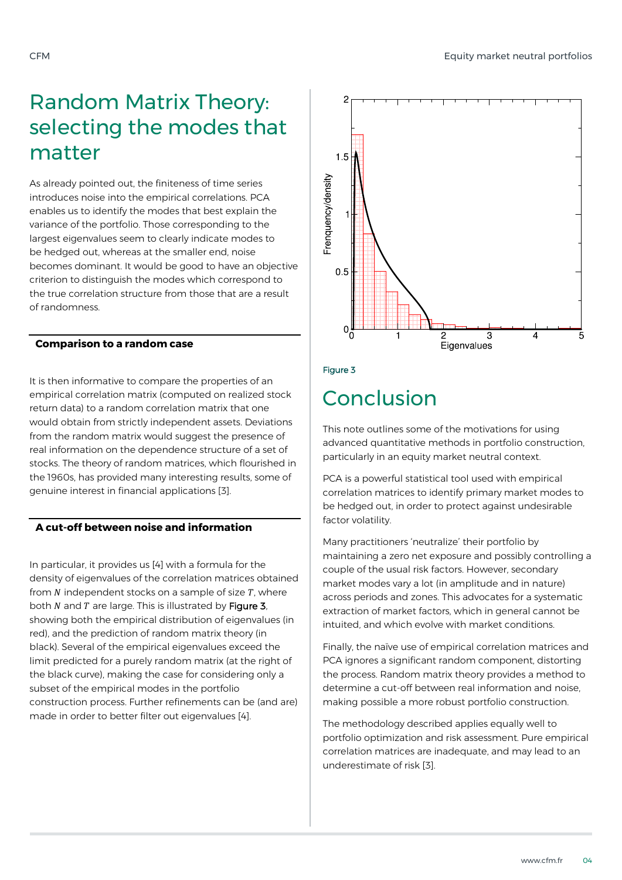# Random Matrix Theory: selecting the modes that matter

As already pointed out, the finiteness of time series introduces noise into the empirical correlations. PCA enables us to identify the modes that best explain the variance of the portfolio. Those corresponding to the largest eigenvalues seem to clearly indicate modes to be hedged out, whereas at the smaller end, noise becomes dominant. It would be good to have an objective criterion to distinguish the modes which correspond to the true correlation structure from those that are a result of randomness.

### Comparison to a random case

It is then informative to compare the properties of an empirical correlation matrix (computed on realized stock return data) to a random correlation matrix that one would obtain from strictly independent assets. Deviations from the random matrix would suggest the presence of real information on the dependence structure of a set of stocks. The theory of random matrices, which flourished in the 1960s, has provided many interesting results, some of genuine interest in financial applications [3].

### A cut-off between noise and information

In particular, it provides us [4] with a formula for the density of eigenvalues of the correlation matrices obtained from $N$ independent stocks on a sample of size $T$, where both $N$ and $T$ are large. This is illustrated by Figure 3, showing both the empirical distribution of eigenvalues (in red), and the prediction of random matrix theory (in black). Several of the empirical eigenvalues exceed the limit predicted for a purely random matrix (at the right of the black curve), making the case for considering only a subset of the empirical modes in the portfolio construction process. Further refinements can be (and are) made in order to better filter out eigenvalues [4].

Figure 3

# Conclusion

This note outlines some of the motivations for using advanced quantitative methods in portfolio construction, particularly in an equity market neutral context.

PCA is a powerful statistical tool used with empirical correlation matrices to identify primary market modes to be hedged out, in order to protect against undesirable factor volatility.

Many practitioners 'neutralize' their portfolio by maintaining a zero net exposure and possibly controlling a couple of the usual risk factors. However, secondary market modes vary a lot (in amplitude and in nature) across periods and zones. This advocates for a systematic extraction of market factors, which in general cannot be intuited, and which evolve with market conditions.

Finally, the naïve use of empirical correlation matrices and PCA ignores a significant random component, distorting the process. Random matrix theory provides a method to determine a cut-off between real information and noise, making possible a more robust portfolio construction.

The methodology described applies equally well to portfolio optimization and risk assessment. Pure empirical correlation matrices are inadequate, and may lead to an underestimate of risk [3].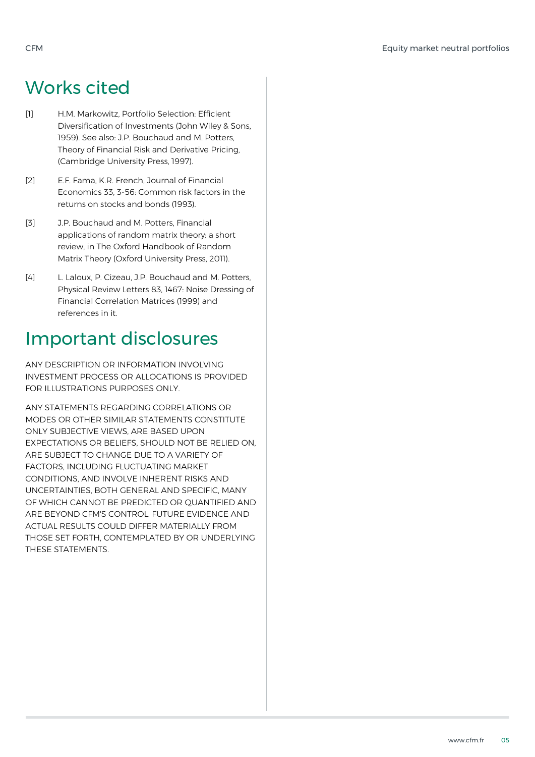## Works cited

[1] H.M. Markowitz, Portfolio Selection: Efficient Diversification of Investments (John Wiley & Sons, 1959). See also: J.P. Bouchaud and M. Potters, Theory of Financial Risk and Derivative Pricing, (Cambridge University Press, 1997).

[2] E.F. Fama, K.R. French, Journal of Financial Economics 33, 3-56: Common risk factors in the returns on stocks and bonds (1993).

[3] J.P. Bouchaud and M. Potters, Financial applications of random matrix theory: a short review, in The Oxford Handbook of Random Matrix Theory (Oxford University Press, 2011).

[4] L. Laloux, P. Cizeau, J.P. Bouchaud and M. Potters, Physical Review Letters 83, 1467: Noise Dressing of Financial Correlation Matrices (1999) and references in it.

## Important disclosures

ANY DESCRIPTION OR INFORMATION INVOLVING INVESTMENT PROCESS OR ALLOCATIONS IS PROVIDED FOR ILLUSTRATIONS PURPOSES ONLY.

ANY STATEMENTS REGARDING CORRELATIONS OR MODES OR OTHER SIMILAR STATEMENTS CONSTITUTE ONLY SUBJECTIVE VIEWS, ARE BASED UPON EXPECTATIONS OR BELIEFS, SHOULD NOT BE RELIED ON, ARE SUBJECT TO CHANGE DUE TO A VARIETY OF FACTORS, INCLUDING FLUCTUATING MARKET CONDITIONS, AND INVOLVE INHERENT RISKS AND UNCERTAINTIES, BOTH GENERAL AND SPECIFIC, MANY OF WHICH CANNOT BE PREDICTED OR QUANTIFIED AND ARE BEYOND CFM'S CONTROL. FUTURE EVIDENCE AND ACTUAL RESULTS COULD DIFFER MATERIALLY FROM THOSE SET FORTH, CONTEMPLATED BY OR UNDERLYING THESE STATEMENTS.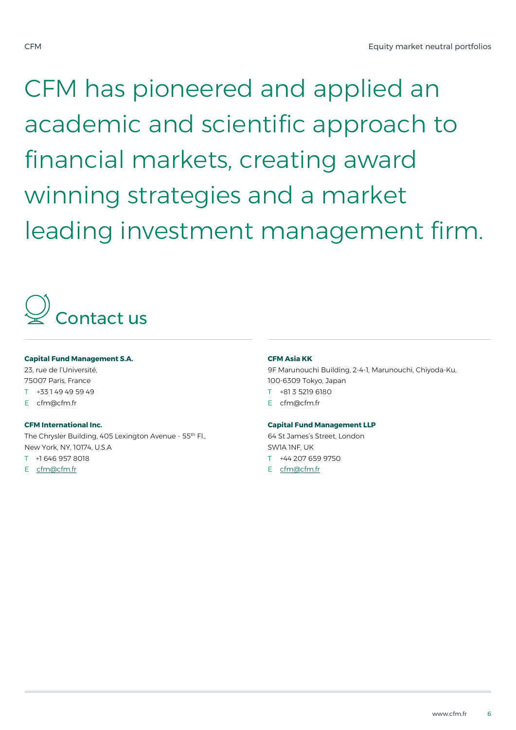CFM has pioneered and applied an academic and scientific approach to financial markets, creating award winning strategies and a market leading investment management firm.

## Contact us

**Capital Fund Management S.A.**
23, rue de l'Université,
75007 Paris, France
T +33 1 49 49 59 49
E cfm@cfm.fr

**CFM International Inc.**
The Chrysler Building, 405 Lexington Avenue - 55th Fl.,
New York, NY, 10174, U.S.A
T +1 646 957 8018
E cfm@cfm.fr

**CFM Asia KK**
9F Marunouchi Building, 2-4-1, Marunouchi, Chiyoda-Ku,
100-6309 Tokyo, Japan
T +81 3 5219 6180
E cfm@cfm.fr

**Capital Fund Management LLP**
64 St James's Street, London
SW1A 1NF, UK
T +44 207 659 9750
E cfm@cfm.fr